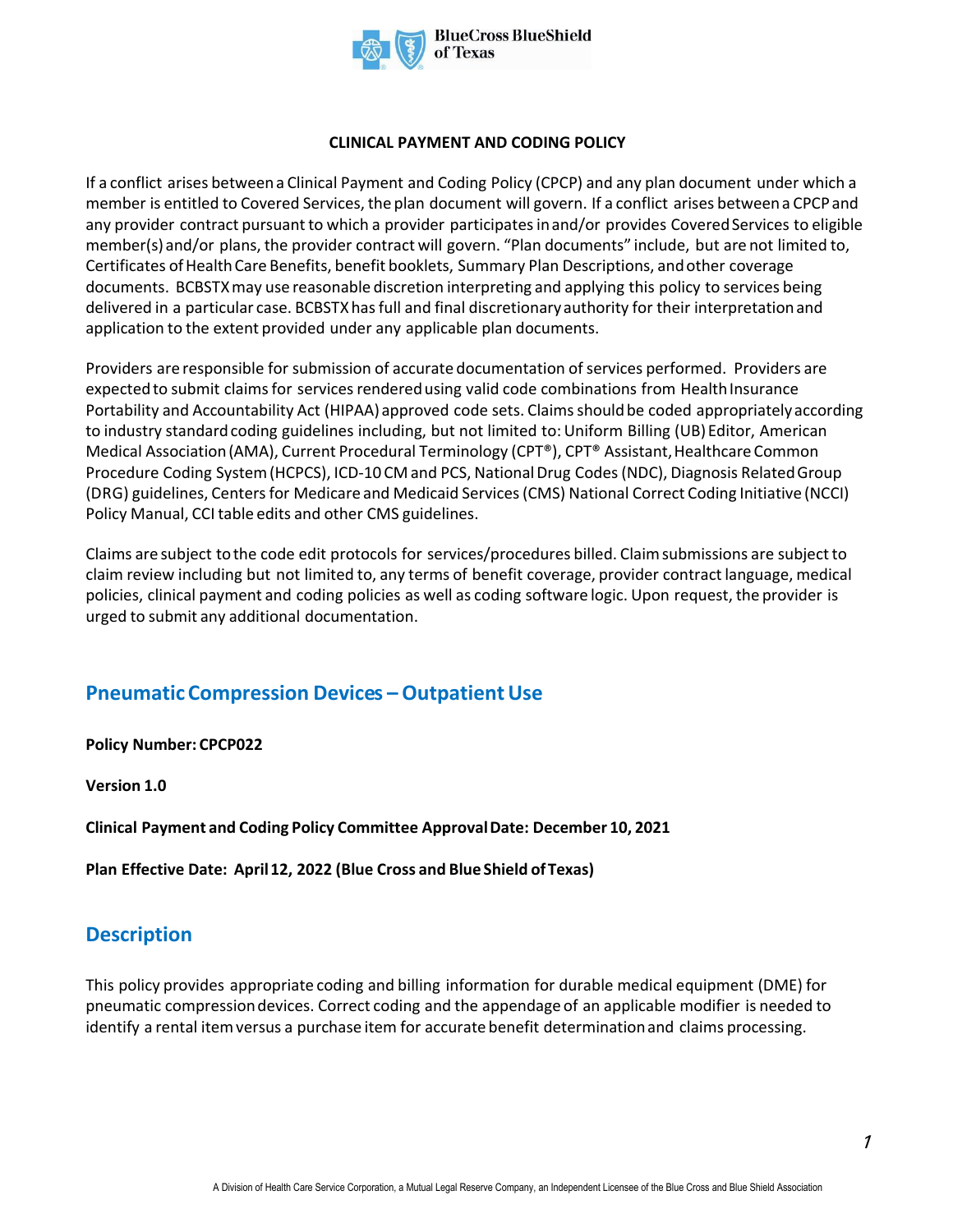**CLINICAL PAYMENT AND CODING POLICY**

If a conflict arises between a Clinical Payment and Coding Policy (CPCP) and any plan document under which a member is entitled to Covered Services, the plan document will govern. If a conflict arises between a CPCP and any provider contract pursuant to which a provider participates in and/or provides Covered Services to eligible member(s) and/or plans, the provider contract will govern. "Plan documents" include, but are not limited to, Certificates of Health Care Benefits, benefit booklets, Summary Plan Descriptions, and other coverage documents. BCBSTX may use reasonable discretion interpreting and applying this policy to services being delivered in a particular case. BCBSTX has full and final discretionary authority for their interpretation and application to the extent provided under any applicable plan documents.

Providers are responsible for submission of accurate documentation of services performed. Providers are expected to submit claims for services rendered using valid code combinations from Health Insurance Portability and Accountability Act (HIPAA) approved code sets. Claims should be coded appropriately according to industry standard coding guidelines including, but not limited to: Uniform Billing (UB) Editor, American Medical Association (AMA), Current Procedural Terminology (CPT®), CPT® Assistant, Healthcare Common Procedure Coding System (HCPCS), ICD-10 CM and PCS, National Drug Codes (NDC), Diagnosis Related Group (DRG) guidelines, Centers for Medicare and Medicaid Services (CMS) National Correct Coding Initiative (NCCI) Policy Manual, CCI table edits and other CMS guidelines.

Claims are subject to the code edit protocols for services/procedures billed. Claim submissions are subject to claim review including but not limited to, any terms of benefit coverage, provider contract language, medical policies, clinical payment and coding policies as well as coding software logic. Upon request, the provider is urged to submit any additional documentation.

## Pneumatic Compression Devices – Outpatient Use

**Policy Number: CPCP022**

**Version 1.0**

**Clinical Payment and Coding Policy Committee Approval Date: December 10, 2021**

**Plan Effective Date: April 12, 2022 (Blue Cross and Blue Shield of Texas)**

## Description

This policy provides appropriate coding and billing information for durable medical equipment (DME) for pneumatic compression devices. Correct coding and the appendage of an applicable modifier is needed to identify a rental item versus a purchase item for accurate benefit determination and claims processing.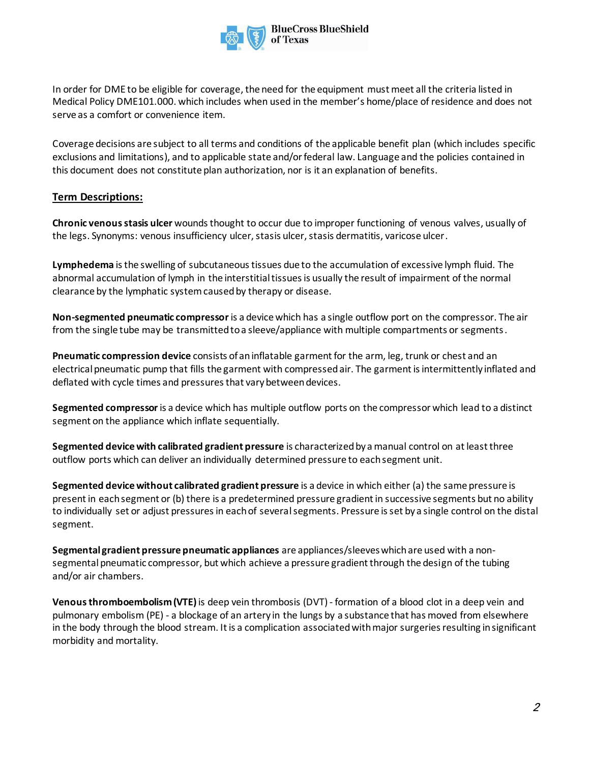In order for DME to be eligible for coverage, the need for the equipment must meet all the criteria listed in Medical Policy DME101.000. which includes when used in the member's home/place of residence and does not serve as a comfort or convenience item.

Coverage decisions are subject to all terms and conditions of the applicable benefit plan (which includes specific exclusions and limitations), and to applicable state and/or federal law. Language and the policies contained in this document does not constitute plan authorization, nor is it an explanation of benefits.

## Term Descriptions:

**Chronic venous stasis ulcer** wounds thought to occur due to improper functioning of venous valves, usually of the legs. Synonyms: venous insufficiency ulcer, stasis ulcer, stasis dermatitis, varicose ulcer.

**Lymphedema** is the swelling of subcutaneous tissues due to the accumulation of excessive lymph fluid. The abnormal accumulation of lymph in the interstitial tissues is usually the result of impairment of the normal clearance by the lymphatic system caused by therapy or disease.

**Non-segmented pneumatic compressor** is a device which has a single outflow port on the compressor. The air from the single tube may be transmitted to a sleeve/appliance with multiple compartments or segments.

**Pneumatic compression device** consists of an inflatable garment for the arm, leg, trunk or chest and an electrical pneumatic pump that fills the garment with compressed air. The garment is intermittently inflated and deflated with cycle times and pressures that vary between devices.

**Segmented compressor** is a device which has multiple outflow ports on the compressor which lead to a distinct segment on the appliance which inflate sequentially.

**Segmented device with calibrated gradient pressure** is characterized by a manual control on at least three outflow ports which can deliver an individually determined pressure to each segment unit.

**Segmented device without calibrated gradient pressure** is a device in which either (a) the same pressure is present in each segment or (b) there is a predetermined pressure gradient in successive segments but no ability to individually set or adjust pressures in each of several segments. Pressure is set by a single control on the distal segment.

**Segmental gradient pressure pneumatic appliances** are appliances/sleeves which are used with a non-segmental pneumatic compressor, but which achieve a pressure gradient through the design of the tubing and/or air chambers.

**Venous thromboembolism (VTE)** is deep vein thrombosis (DVT) - formation of a blood clot in a deep vein and pulmonary embolism (PE) - a blockage of an artery in the lungs by a substance that has moved from elsewhere in the body through the blood stream. It is a complication associated with major surgeries resulting in significant morbidity and mortality.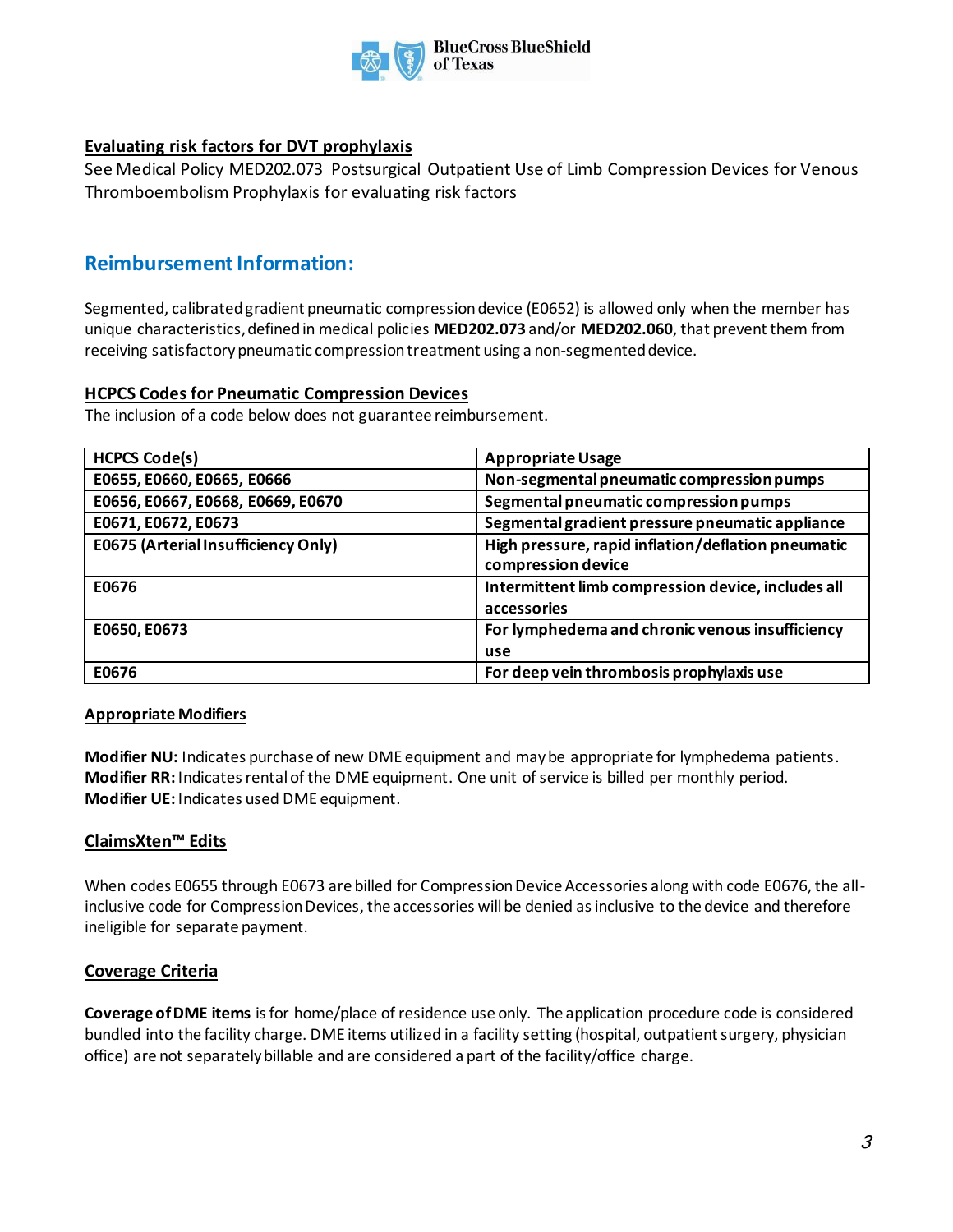### Evaluating risk factors for DVT prophylaxis

See Medical Policy MED202.073 Postsurgical Outpatient Use of Limb Compression Devices for Venous Thromboembolism Prophylaxis for evaluating risk factors

## Reimbursement Information:

Segmented, calibrated gradient pneumatic compression device (E0652) is allowed only when the member has unique characteristics, defined in medical policies **MED202.073** and/or **MED202.060**, that prevent them from receiving satisfactory pneumatic compression treatment using a non-segmented device.

### HCPCS Codes for Pneumatic Compression Devices

The inclusion of a code below does not guarantee reimbursement.

| HCPCS Code(s) | Appropriate Usage |
| --- | --- |
| E0655, E0660, E0665, E0666 | Non-segmental pneumatic compression pumps |
| E0656, E0667, E0668, E0669, E0670 | Segmental pneumatic compression pumps |
| E0671, E0672, E0673 | Segmental gradient pressure pneumatic appliance |
| E0675 (Arterial Insufficiency Only) | High pressure, rapid inflation/deflation pneumatic compression device |
| E0676 | Intermittent limb compression device, includes all accessories |
| E0650, E0673 | For lymphedema and chronic venous insufficiency use |
| E0676 | For deep vein thrombosis prophylaxis use |

### Appropriate Modifiers

**Modifier NU:** Indicates purchase of new DME equipment and may be appropriate for lymphedema patients.
**Modifier RR:** Indicates rental of the DME equipment. One unit of service is billed per monthly period.
**Modifier UE:** Indicates used DME equipment.

### ClaimsXten™ Edits

When codes E0655 through E0673 are billed for Compression Device Accessories along with code E0676, the all-inclusive code for Compression Devices, the accessories will be denied as inclusive to the device and therefore ineligible for separate payment.

### Coverage Criteria

**Coverage of DME items** is for home/place of residence use only. The application procedure code is considered bundled into the facility charge. DME items utilized in a facility setting (hospital, outpatient surgery, physician office) are not separately billable and are considered a part of the facility/office charge.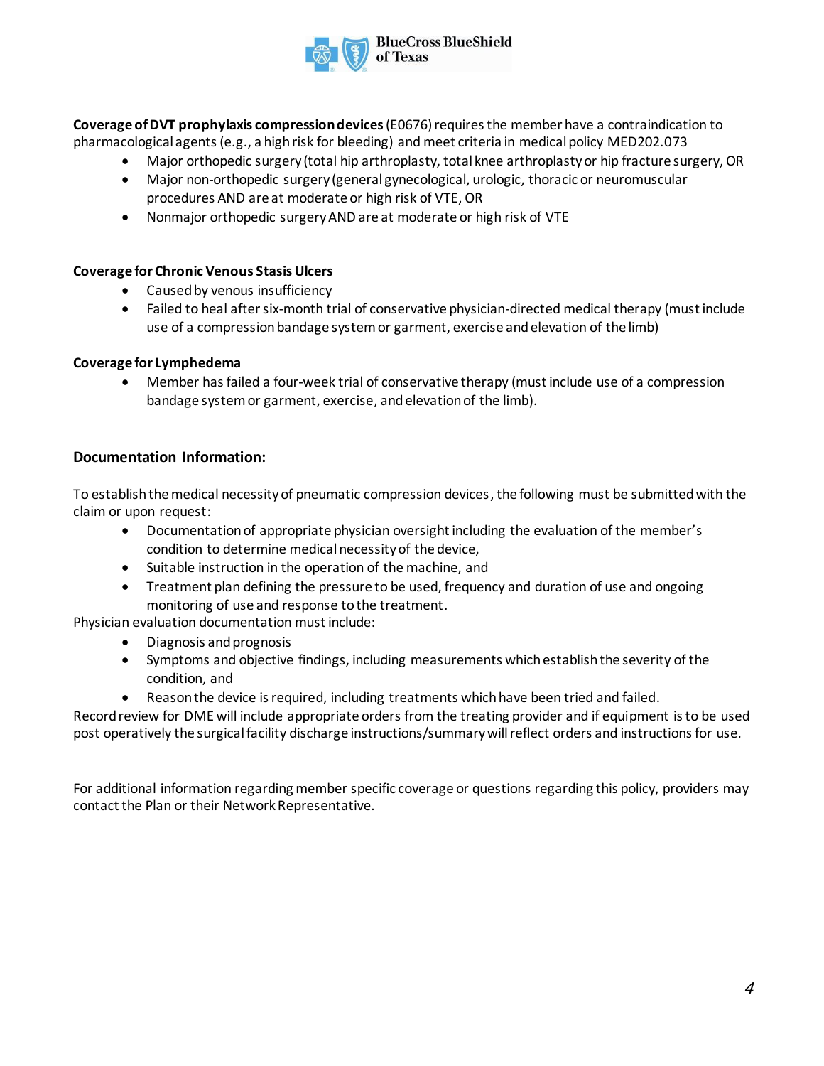**Coverage of DVT prophylaxis compression devices** (E0676) requires the member have a contraindication to pharmacological agents (e.g., a high risk for bleeding) and meet criteria in medical policy MED202.073

- Major orthopedic surgery (total hip arthroplasty, total knee arthroplasty or hip fracture surgery, OR
- Major non-orthopedic surgery (general gynecological, urologic, thoracic or neuromuscular procedures AND are at moderate or high risk of VTE, OR
- Nonmajor orthopedic surgery AND are at moderate or high risk of VTE

**Coverage for Chronic Venous Stasis Ulcers**

- Caused by venous insufficiency
- Failed to heal after six-month trial of conservative physician-directed medical therapy (must include use of a compression bandage system or garment, exercise and elevation of the limb)

**Coverage for Lymphedema**

- Member has failed a four-week trial of conservative therapy (must include use of a compression bandage system or garment, exercise, and elevation of the limb).

## Documentation Information:

To establish the medical necessity of pneumatic compression devices, the following must be submitted with the claim or upon request:

- Documentation of appropriate physician oversight including the evaluation of the member's condition to determine medical necessity of the device,
- Suitable instruction in the operation of the machine, and
- Treatment plan defining the pressure to be used, frequency and duration of use and ongoing monitoring of use and response to the treatment.

Physician evaluation documentation must include:

- Diagnosis and prognosis
- Symptoms and objective findings, including measurements which establish the severity of the condition, and
- Reason the device is required, including treatments which have been tried and failed.

Record review for DME will include appropriate orders from the treating provider and if equipment is to be used post operatively the surgical facility discharge instructions/summary will reflect orders and instructions for use.

For additional information regarding member specific coverage or questions regarding this policy, providers may contact the Plan or their Network Representative.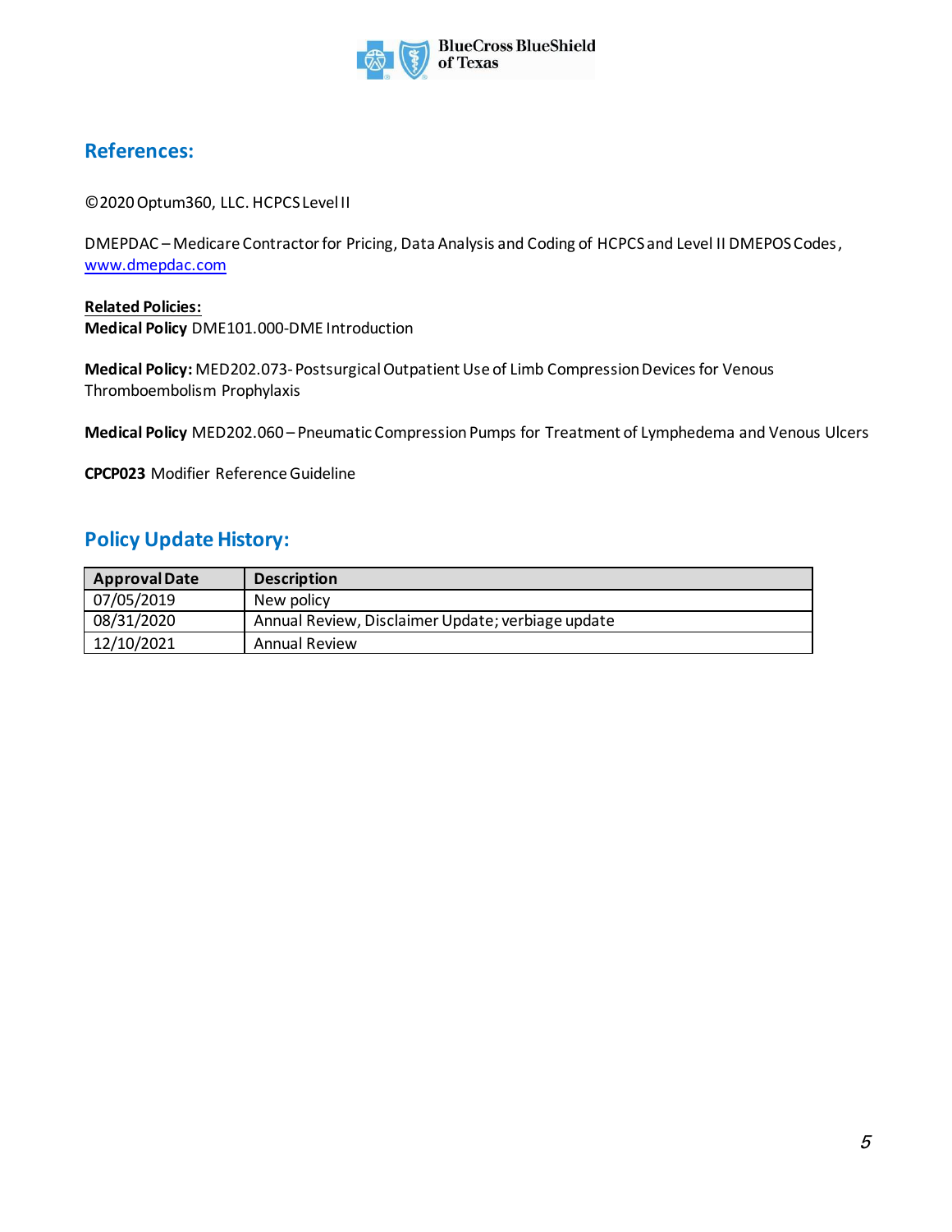## References:

©2020 Optum360, LLC. HCPCS Level II

DMEPDAC – Medicare Contractor for Pricing, Data Analysis and Coding of HCPCS and Level II DMEPOS Codes, www.dmepdac.com

**Related Policies:**
**Medical Policy** DME101.000-DME Introduction

**Medical Policy:** MED202.073- Postsurgical Outpatient Use of Limb Compression Devices for Venous Thromboembolism Prophylaxis

**Medical Policy** MED202.060 – Pneumatic Compression Pumps for Treatment of Lymphedema and Venous Ulcers

**CPCP023** Modifier Reference Guideline

## Policy Update History:

| Approval Date | Description |
|---|---|
| 07/05/2019 | New policy |
| 08/31/2020 | Annual Review, Disclaimer Update; verbiage update |
| 12/10/2021 | Annual Review |